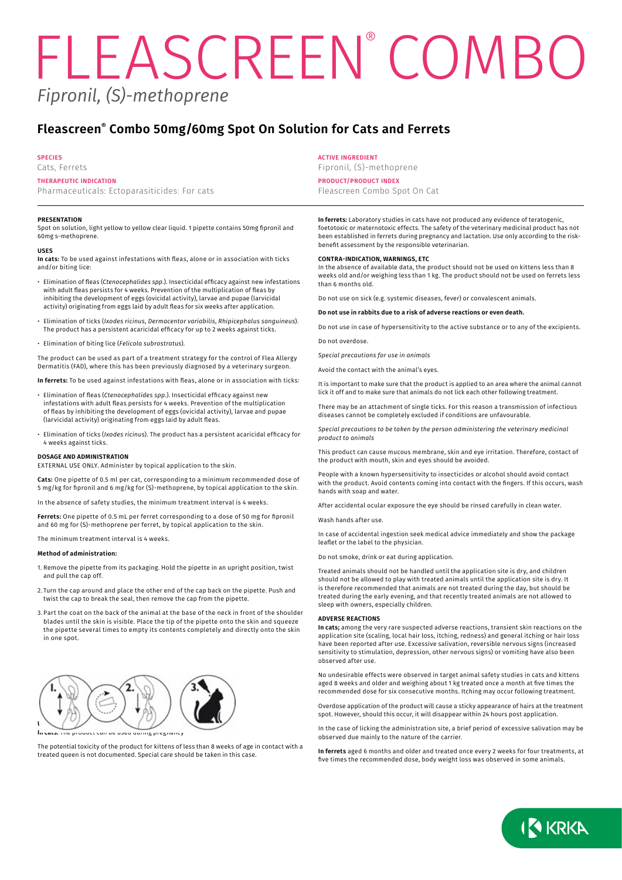// FLEASCREEN® COMBO

*Fipronil, (S)-methoprene*

## Fleascreen® Combo 50mg/60mg Spot On Solution for Cats and Ferrets

**SPECIES**
Cats, Ferrets

**THERAPEUTIC INDICATION**
Pharmaceuticals: Ectoparasiticides: For cats

**ACTIVE INGREDIENT**
Fipronil, (S)-methoprene

**PRODUCT/PRODUCT INDEX**
Fleascreen Combo Spot On Cat

### PRESENTATION

Spot on solution, light yellow to yellow clear liquid. 1 pipette contains 50mg fipronil and 60mg s-methoprene.

### USES

**In cats:** To be used against infestations with fleas, alone or in association with ticks and/or biting lice:

- Elimination of fleas (*Ctenocephalides spp.*). Insecticidal efficacy against new infestations with adult fleas persists for 4 weeks. Prevention of the multiplication of fleas by inhibiting the development of eggs (ovicidal activity), larvae and pupae (larvicidal activity) originating from eggs laid by adult fleas for six weeks after application.
- Elimination of ticks (*Ixodes ricinus*, *Dermacentor variabilis*, *Rhipicephalus sanguineus*). The product has a persistent acaricidal efficacy for up to 2 weeks against ticks.
- Elimination of biting lice (*Felicola subrostratus*).

The product can be used as part of a treatment strategy for the control of Flea Allergy Dermatitis (FAD), where this has been previously diagnosed by a veterinary surgeon.

**In ferrets:** To be used against infestations with fleas, alone or in association with ticks:

- Elimination of fleas (*Ctenocephalides spp.*). Insecticidal efficacy against new infestations with adult fleas persists for 4 weeks. Prevention of the multiplication of fleas by inhibiting the development of eggs (ovicidal activity), larvae and pupae (larvicidal activity) originating from eggs laid by adult fleas.
- Elimination of ticks (*Ixodes ricinus*). The product has a persistent acaricidal efficacy for 4 weeks against ticks.

### DOSAGE AND ADMINISTRATION

EXTERNAL USE ONLY. Administer by topical application to the skin.

**Cats:** One pipette of 0.5 ml per cat, corresponding to a minimum recommended dose of 5 mg/kg for fipronil and 6 mg/kg for (S)-methoprene, by topical application to the skin.

In the absence of safety studies, the minimum treatment interval is 4 weeks.

**Ferrets:** One pipette of 0.5 mL per ferret corresponding to a dose of 50 mg for fipronil and 60 mg for (S)-methoprene per ferret, by topical application to the skin.

The minimum treatment interval is 4 weeks.

**Method of administration:**

1. Remove the pipette from its packaging. Hold the pipette in an upright position, twist and pull the cap off.
2. Turn the cap around and place the other end of the cap back on the pipette. Push and twist the cap to break the seal, then remove the cap from the pipette.
3. Part the coat on the back of the animal at the base of the neck in front of the shoulder blades until the skin is visible. Place the tip of the pipette onto the skin and squeeze the pipette several times to empty its contents completely and directly onto the skin in one spot.

**In cats:** The product can be used during pregnancy

The potential toxicity of the product for kittens of less than 8 weeks of age in contact with a treated queen is not documented. Special care should be taken in this case.

**In ferrets:** Laboratory studies in cats have not produced any evidence of teratogenic, foetotoxic or maternotoxic effects. The safety of the veterinary medicinal product has not been established in ferrets during pregnancy and lactation. Use only according to the risk-benefit assessment by the responsible veterinarian.

### CONTRA-INDICATION, WARNINGS, ETC

In the absence of available data, the product should not be used on kittens less than 8 weeks old and/or weighing less than 1 kg. The product should not be used on ferrets less than 6 months old.

Do not use on sick (e.g. systemic diseases, fever) or convalescent animals.

**Do not use in rabbits due to a risk of adverse reactions or even death.**

Do not use in case of hypersensitivity to the active substance or to any of the excipients.

Do not overdose.

*Special precautions for use in animals*

Avoid the contact with the animal's eyes.

It is important to make sure that the product is applied to an area where the animal cannot lick it off and to make sure that animals do not lick each other following treatment.

There may be an attachment of single ticks. For this reason a transmission of infectious diseases cannot be completely excluded if conditions are unfavourable.

*Special precautions to be taken by the person administering the veterinary medicinal product to animals*

This product can cause mucous membrane, skin and eye irritation. Therefore, contact of the product with mouth, skin and eyes should be avoided.

People with a known hypersensitivity to insecticides or alcohol should avoid contact with the product. Avoid contents coming into contact with the fingers. If this occurs, wash hands with soap and water.

After accidental ocular exposure the eye should be rinsed carefully in clean water.

Wash hands after use.

In case of accidental ingestion seek medical advice immediately and show the package leaflet or the label to the physician.

Do not smoke, drink or eat during application.

Treated animals should not be handled until the application site is dry, and children should not be allowed to play with treated animals until the application site is dry. It is therefore recommended that animals are not treated during the day, but should be treated during the early evening, and that recently treated animals are not allowed to sleep with owners, especially children.

### ADVERSE REACTIONS

**In cats;** among the very rare suspected adverse reactions, transient skin reactions on the application site (scaling, local hair loss, itching, redness) and general itching or hair loss have been reported after use. Excessive salivation, reversible nervous signs (increased sensitivity to stimulation, depression, other nervous signs) or vomiting have also been observed after use.

No undesirable effects were observed in target animal safety studies in cats and kittens aged 8 weeks and older and weighing about 1 kg treated once a month at five times the recommended dose for six consecutive months. Itching may occur following treatment.

Overdose application of the product will cause a sticky appearance of hairs at the treatment spot. However, should this occur, it will disappear within 24 hours post application.

In the case of licking the administration site, a brief period of excessive salivation may be observed due mainly to the nature of the carrier.

**In ferrets** aged 6 months and older and treated once every 2 weeks for four treatments, at five times the recommended dose, body weight loss was observed in some animals.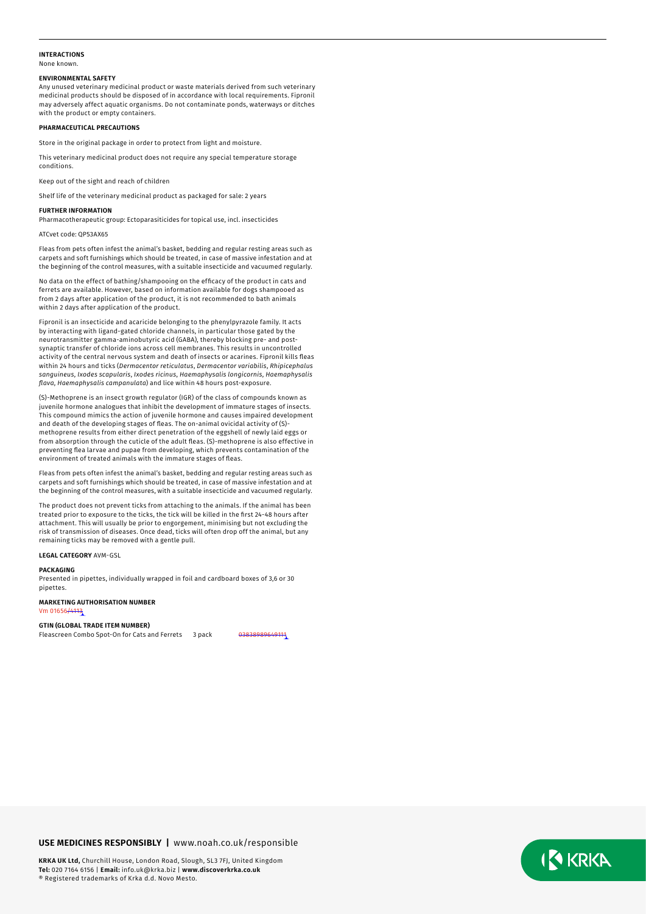## INTERACTIONS

None known.

## ENVIRONMENTAL SAFETY

Any unused veterinary medicinal product or waste materials derived from such veterinary medicinal products should be disposed of in accordance with local requirements. Fipronil may adversely affect aquatic organisms. Do not contaminate ponds, waterways or ditches with the product or empty containers.

## PHARMACEUTICAL PRECAUTIONS

Store in the original package in order to protect from light and moisture.

This veterinary medicinal product does not require any special temperature storage conditions.

Keep out of the sight and reach of children

Shelf life of the veterinary medicinal product as packaged for sale: 2 years

## FURTHER INFORMATION

Pharmacotherapeutic group: Ectoparasiticides for topical use, incl. insecticides

ATCvet code: QP53AX65

Fleas from pets often infest the animal's basket, bedding and regular resting areas such as carpets and soft furnishings which should be treated, in case of massive infestation and at the beginning of the control measures, with a suitable insecticide and vacuumed regularly.

No data on the effect of bathing/shampooing on the efficacy of the product in cats and ferrets are available. However, based on information available for dogs shampooed as from 2 days after application of the product, it is not recommended to bath animals within 2 days after application of the product.

Fipronil is an insecticide and acaricide belonging to the phenylpyrazole family. It acts by interacting with ligand-gated chloride channels, in particular those gated by the neurotransmitter gamma-aminobutyric acid (GABA), thereby blocking pre- and post-synaptic transfer of chloride ions across cell membranes. This results in uncontrolled activity of the central nervous system and death of insects or acarines. Fipronil kills fleas within 24 hours and ticks (*Dermacentor reticulatus*, *Dermacentor variabilis*, *Rhipicephalus sanguineus*, *Ixodes scapularis*, *Ixodes ricinus*, *Haemaphysalis longicornis*, *Haemaphysalis flava*, *Haemaphysalis campanulata*) and lice within 48 hours post-exposure.

(S)-Methoprene is an insect growth regulator (IGR) of the class of compounds known as juvenile hormone analogues that inhibit the development of immature stages of insects. This compound mimics the action of juvenile hormone and causes impaired development and death of the developing stages of fleas. The on-animal ovicidal activity of (S)-methoprene results from either direct penetration of the eggshell of newly laid eggs or from absorption through the cuticle of the adult fleas. (S)-methoprene is also effective in preventing flea larvae and pupae from developing, which prevents contamination of the environment of treated animals with the immature stages of fleas.

Fleas from pets often infest the animal's basket, bedding and regular resting areas such as carpets and soft furnishings which should be treated, in case of massive infestation and at the beginning of the control measures, with a suitable insecticide and vacuumed regularly.

The product does not prevent ticks from attaching to the animals. If the animal has been treated prior to exposure to the ticks, the tick will be killed in the first 24-48 hours after attachment. This will usually be prior to engorgement, minimising but not excluding the risk of transmission of diseases. Once dead, ticks will often drop off the animal, but any remaining ticks may be removed with a gentle pull.

**LEGAL CATEGORY** AVM-GSL

## PACKAGING

Presented in pipettes, individually wrapped in foil and cardboard boxes of 3,6 or 30 pipettes.

## MARKETING AUTHORISATION NUMBER

Vm 01656~~/4113~~

## GTIN (GLOBAL TRADE ITEM NUMBER)

Fleascreen Combo Spot-On for Cats and Ferrets 3 pack ~~03838989649111~~

**USE MEDICINES RESPONSIBLY |** www.noah.co.uk/responsible

**KRKA UK Ltd,** Churchill House, London Road, Slough, SL3 7FJ, United Kingdom
**Tel:** 020 7164 6156 | **Email:** info.uk@krka.biz | **www.discoverkrka.co.uk**
® Registered trademarks of Krka d.d. Novo Mesto.